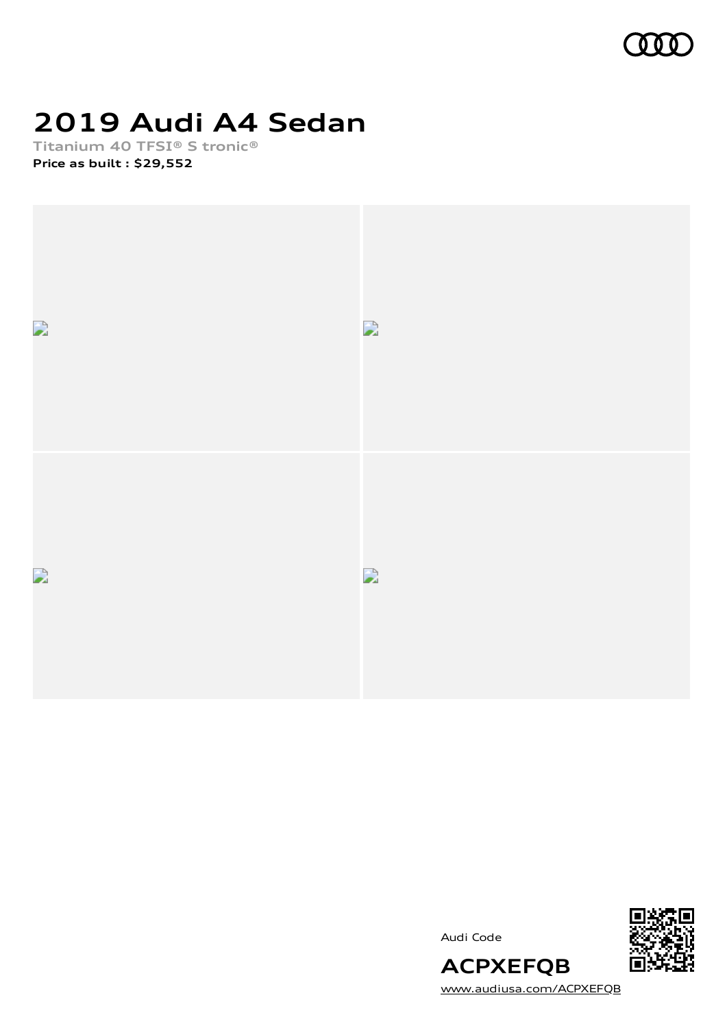# 2019 Audi A4 Sedan

**Titanium 40 TFSI® S tronic®**

**Price as built : $29,552**

Audi Code

**ACPXEFQB**

www.audiusa.com/ACPXEFQB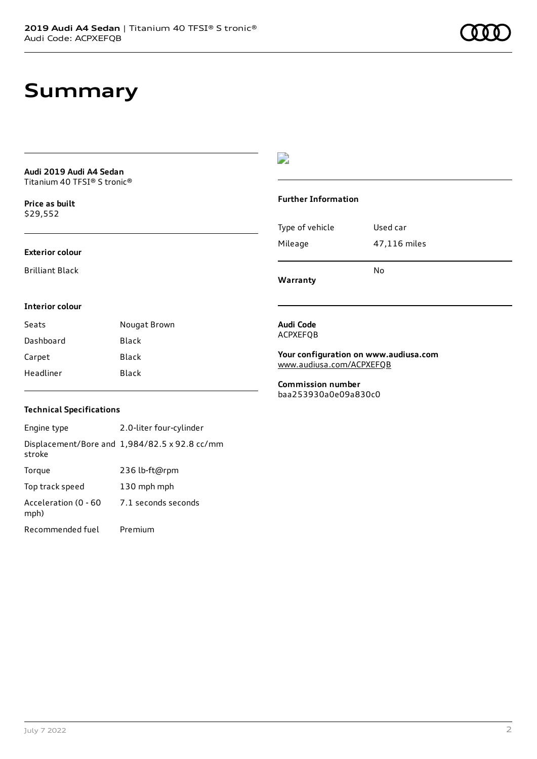# Summary

**Audi 2019 Audi A4 Sedan**
Titanium 40 TFSI® S tronic®

**Price as built**
$29,552

**Exterior colour**

Brilliant Black

**Interior colour**

| Seats | Nougat Brown |
|---|---|
| Dashboard | Black |
| Carpet | Black |
| Headliner | Black |

**Technical Specifications**

| Engine type | 2.0-liter four-cylinder |
|---|---|
| Displacement/Bore and stroke | 1,984/82.5 x 92.8 cc/mm |
| Torque | 236 lb-ft@rpm |
| Top track speed | 130 mph mph |
| Acceleration (0 - 60 mph) | 7.1 seconds seconds |
| Recommended fuel | Premium |

**Further Information**

| Type of vehicle | Used car |
|---|---|
| Mileage | 47,116 miles |
| **Warranty** | No |

**Audi Code**
ACPXEFQB

**Your configuration on www.audiusa.com**
www.audiusa.com/ACPXEFQB

**Commission number**
baa253930a0e09a830c0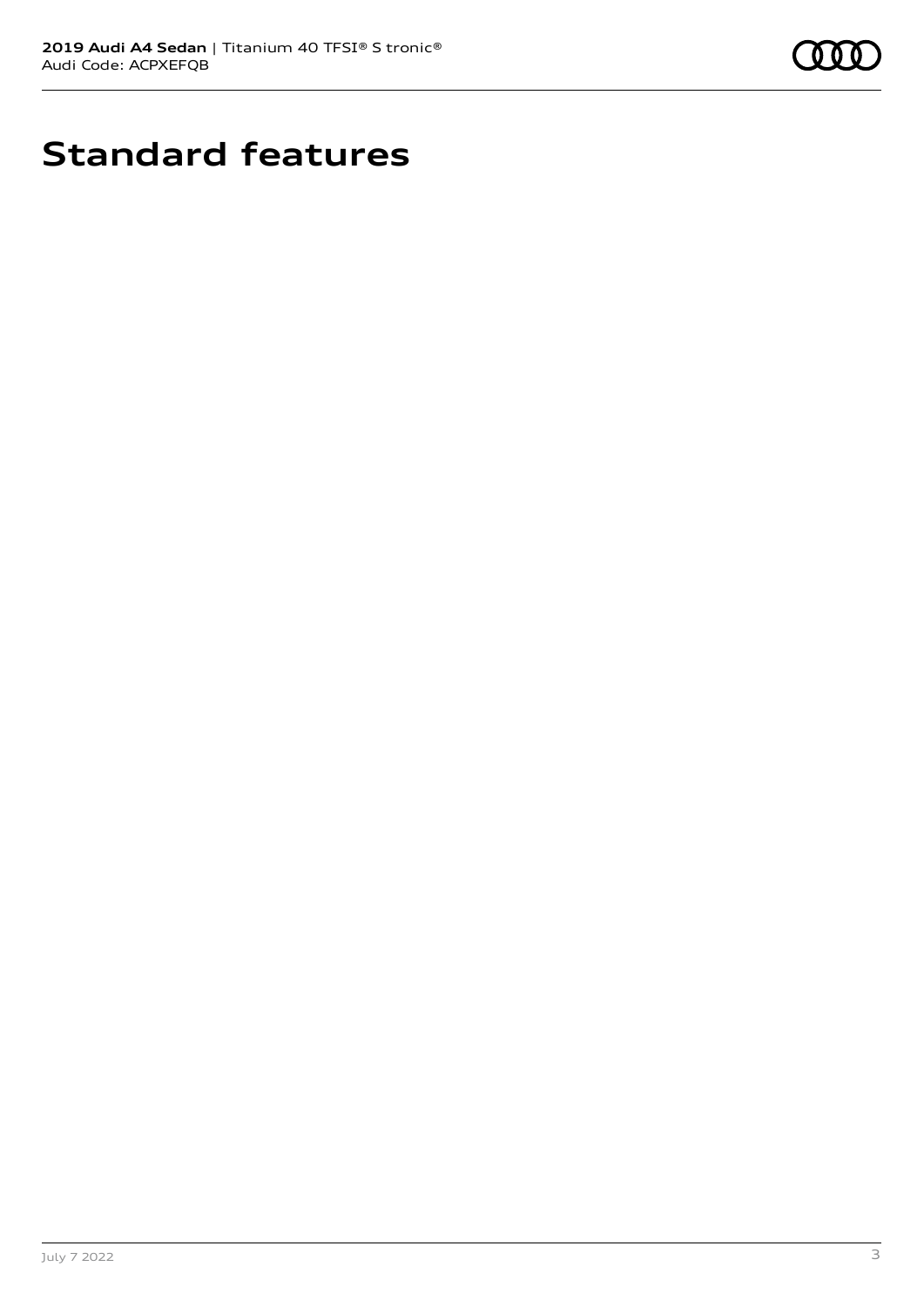# Standard features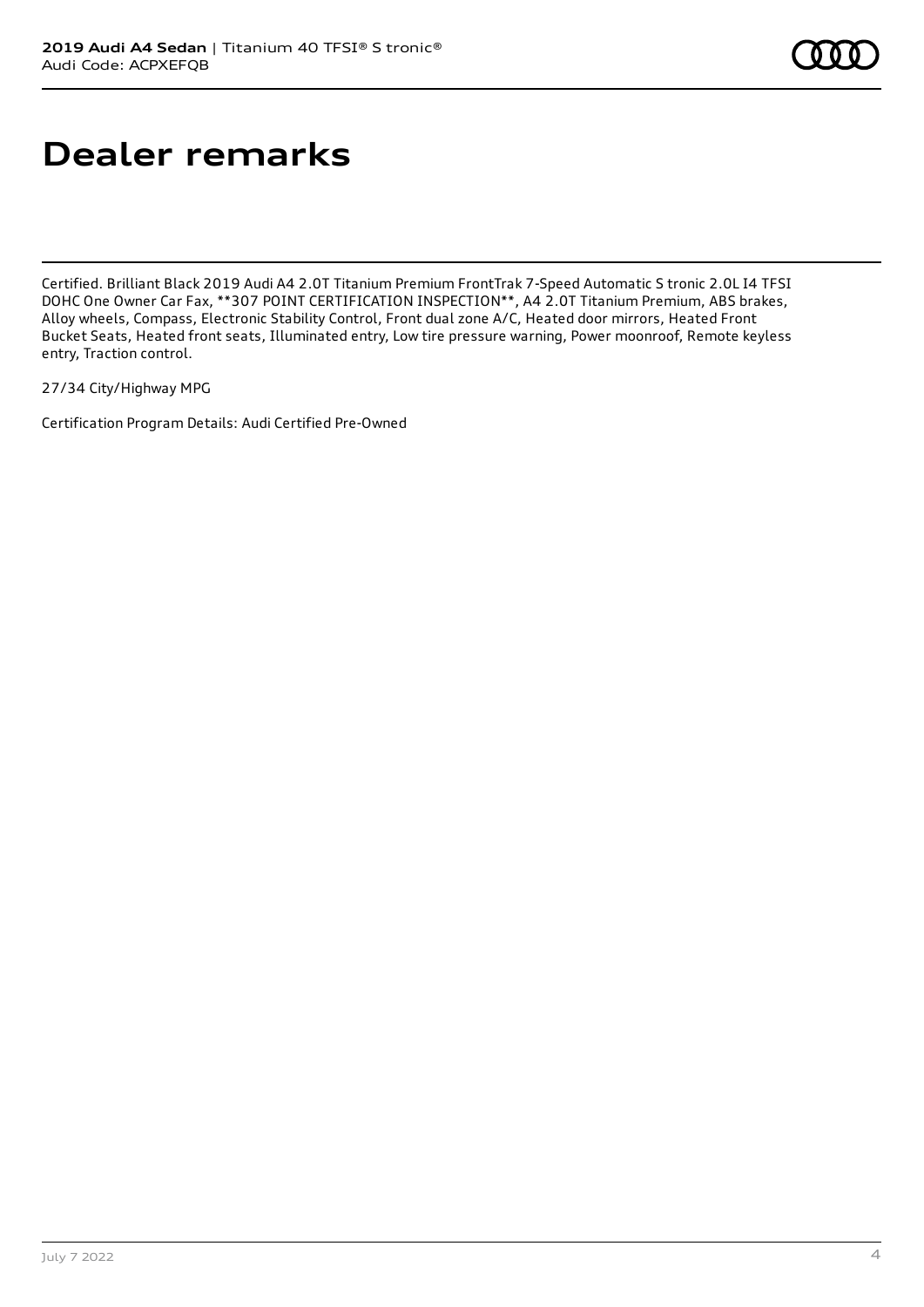# Dealer remarks

Certified. Brilliant Black 2019 Audi A4 2.0T Titanium Premium FrontTrak 7-Speed Automatic S tronic 2.0L I4 TFSI DOHC One Owner Car Fax, **307 POINT CERTIFICATION INSPECTION**, A4 2.0T Titanium Premium, ABS brakes, Alloy wheels, Compass, Electronic Stability Control, Front dual zone A/C, Heated door mirrors, Heated Front Bucket Seats, Heated front seats, Illuminated entry, Low tire pressure warning, Power moonroof, Remote keyless entry, Traction control.

27/34 City/Highway MPG

Certification Program Details: Audi Certified Pre-Owned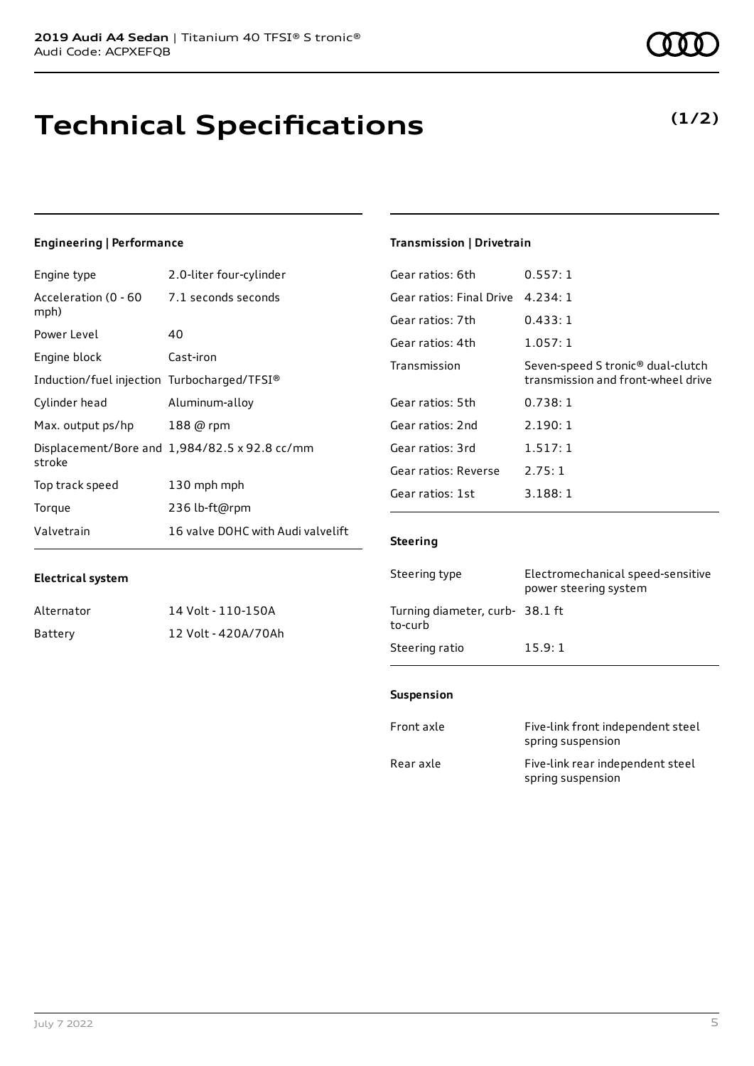# Technical Specifications

**(1/2)**

### Engineering | Performance

| | |
|---|---|
| Engine type | 2.0-liter four-cylinder |
| Acceleration (0 - 60 mph) | 7.1 seconds seconds |
| Power Level | 40 |
| Engine block | Cast-iron |
| Induction/fuel injection | Turbocharged/TFSI® |
| Cylinder head | Aluminum-alloy |
| Max. output ps/hp | 188 @ rpm |
| Displacement/Bore and stroke | 1,984/82.5 x 92.8 cc/mm |
| Top track speed | 130 mph mph |
| Torque | 236 lb-ft@rpm |
| Valvetrain | 16 valve DOHC with Audi valvelift |

### Electrical system

| | |
|---|---|
| Alternator | 14 Volt - 110-150A |
| Battery | 12 Volt - 420A/70Ah |

### Transmission | Drivetrain

| | |
|---|---|
| Gear ratios: 6th | 0.557: 1 |
| Gear ratios: Final Drive | 4.234: 1 |
| Gear ratios: 7th | 0.433: 1 |
| Gear ratios: 4th | 1.057: 1 |
| Transmission | Seven-speed S tronic® dual-clutch transmission and front-wheel drive |
| Gear ratios: 5th | 0.738: 1 |
| Gear ratios: 2nd | 2.190: 1 |
| Gear ratios: 3rd | 1.517: 1 |
| Gear ratios: Reverse | 2.75: 1 |
| Gear ratios: 1st | 3.188: 1 |

### Steering

| | |
|---|---|
| Steering type | Electromechanical speed-sensitive power steering system |
| Turning diameter, curb-to-curb | 38.1 ft |
| Steering ratio | 15.9: 1 |

### Suspension

| | |
|---|---|
| Front axle | Five-link front independent steel spring suspension |
| Rear axle | Five-link rear independent steel spring suspension |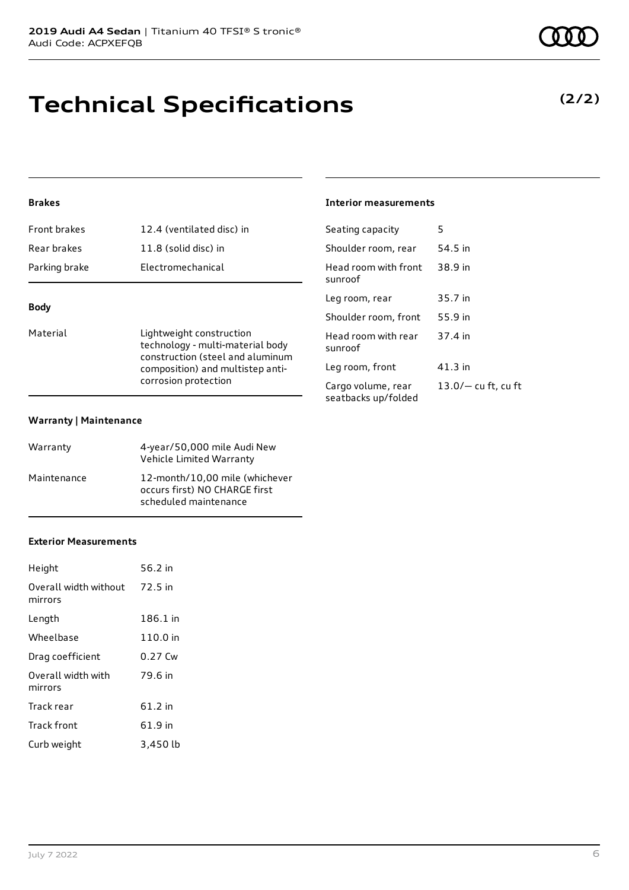# Technical Specifications

**(2/2)**

### Brakes

| | |
|---|---|
| Front brakes | 12.4 (ventilated disc) in |
| Rear brakes | 11.8 (solid disc) in |
| Parking brake | Electromechanical |

### Body

| | |
|---|---|
| Material | Lightweight construction technology - multi-material body construction (steel and aluminum composition) and multistep anti-corrosion protection |

### Warranty | Maintenance

| | |
|---|---|
| Warranty | 4-year/50,000 mile Audi New Vehicle Limited Warranty |
| Maintenance | 12-month/10,00 mile (whichever occurs first) NO CHARGE first scheduled maintenance |

### Exterior Measurements

| | |
|---|---|
| Height | 56.2 in |
| Overall width without mirrors | 72.5 in |
| Length | 186.1 in |
| Wheelbase | 110.0 in |
| Drag coefficient | 0.27 Cw |
| Overall width with mirrors | 79.6 in |
| Track rear | 61.2 in |
| Track front | 61.9 in |
| Curb weight | 3,450 lb |

### Interior measurements

| | |
|---|---|
| Seating capacity | 5 |
| Shoulder room, rear | 54.5 in |
| Head room with front sunroof | 38.9 in |
| Leg room, rear | 35.7 in |
| Shoulder room, front | 55.9 in |
| Head room with rear sunroof | 37.4 in |
| Leg room, front | 41.3 in |
| Cargo volume, rear seatbacks up/folded | 13.0/— cu ft, cu ft |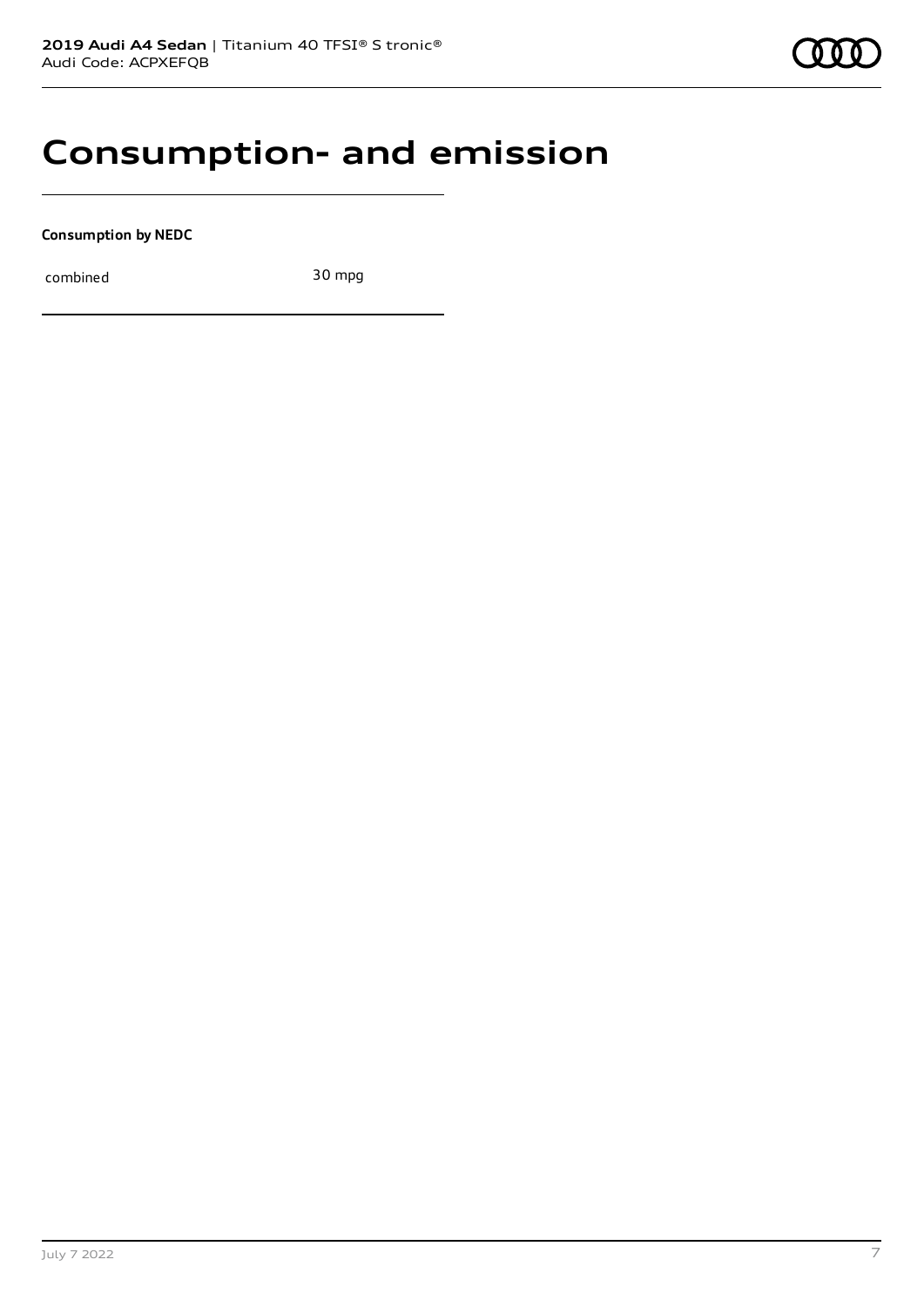# Consumption- and emission

**Consumption by NEDC**

| combined | 30 mpg |
| --- | --- |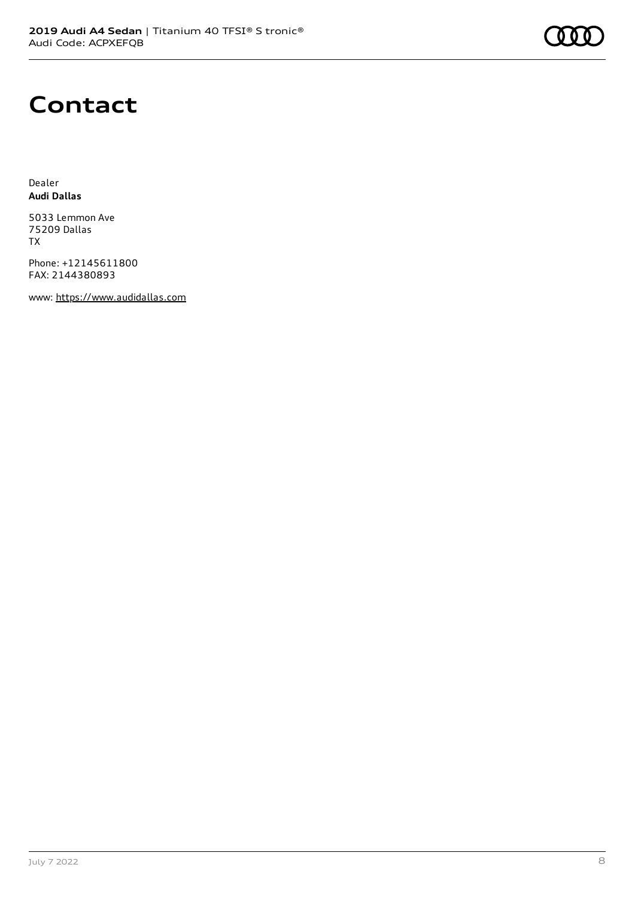# Contact

Dealer
**Audi Dallas**

5033 Lemmon Ave
75209 Dallas
TX

Phone: +12145611800
FAX: 2144380893

www: https://www.audidallas.com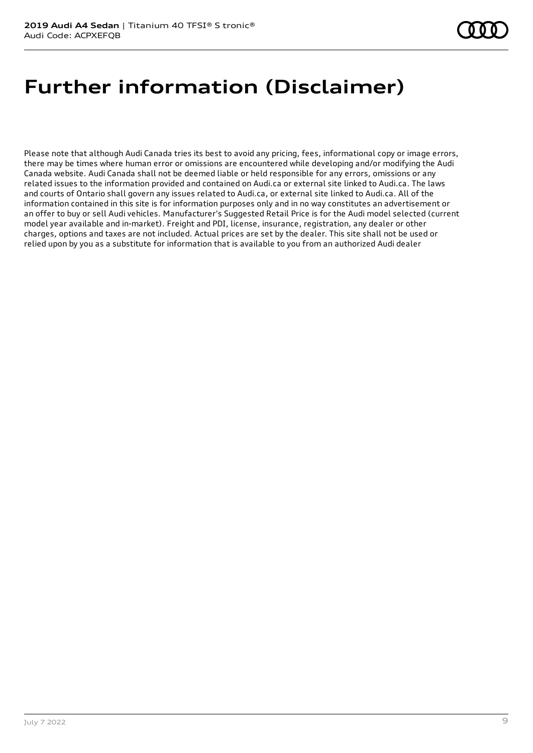# Further information (Disclaimer)

Please note that although Audi Canada tries its best to avoid any pricing, fees, informational copy or image errors, there may be times where human error or omissions are encountered while developing and/or modifying the Audi Canada website. Audi Canada shall not be deemed liable or held responsible for any errors, omissions or any related issues to the information provided and contained on Audi.ca or external site linked to Audi.ca. The laws and courts of Ontario shall govern any issues related to Audi.ca, or external site linked to Audi.ca. All of the information contained in this site is for information purposes only and in no way constitutes an advertisement or an offer to buy or sell Audi vehicles. Manufacturer's Suggested Retail Price is for the Audi model selected (current model year available and in-market). Freight and PDI, license, insurance, registration, any dealer or other charges, options and taxes are not included. Actual prices are set by the dealer. This site shall not be used or relied upon by you as a substitute for information that is available to you from an authorized Audi dealer